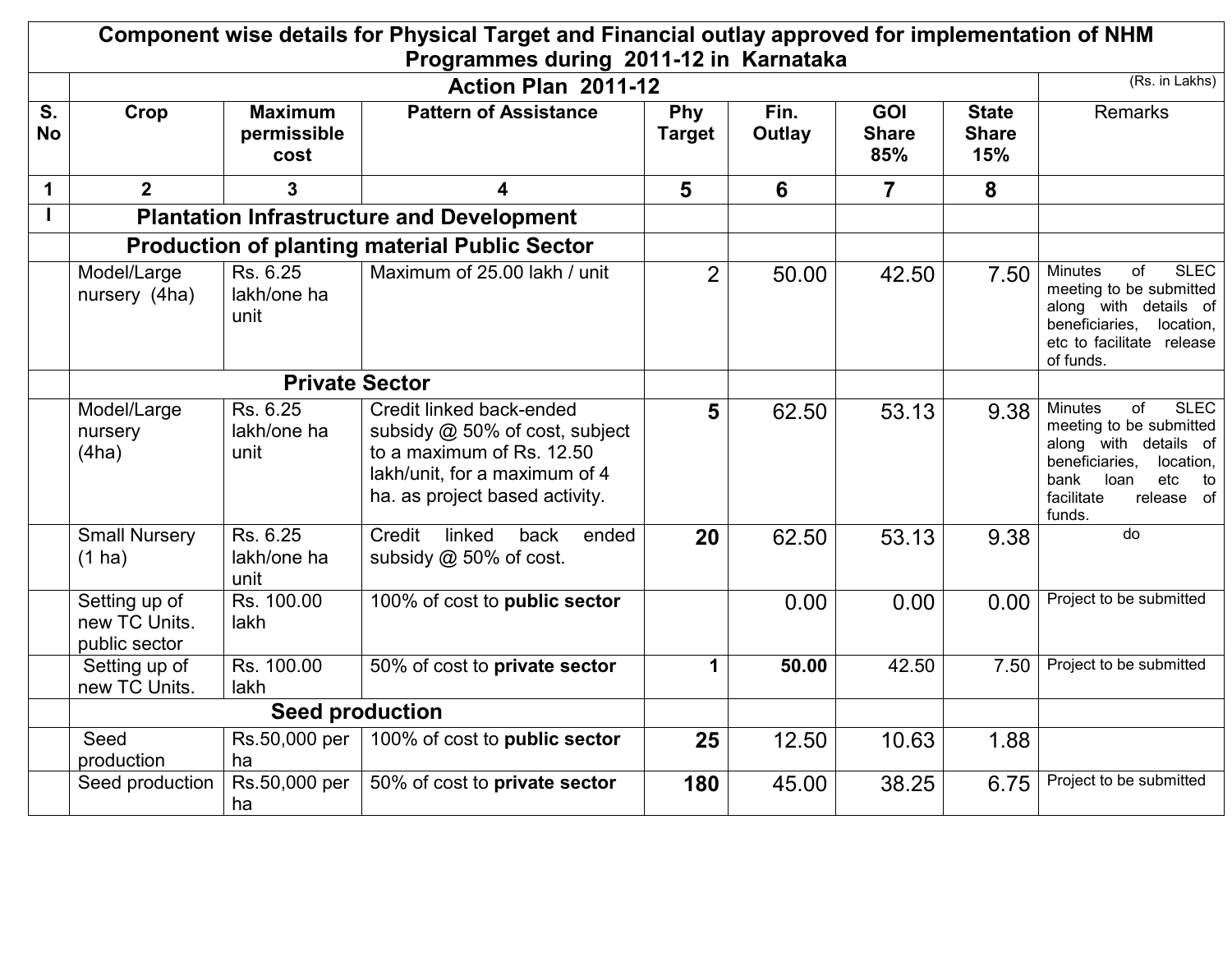# Component wise details for Physical Target and Financial outlay approved for implementation of NHM Programmes during 2011-12 in Karnataka

| | Action Plan 2011-12 | | | | | | | (Rs. in Lakhs) |
|---|---|---|---|---|---|---|---|---|
| **S. No** | **Crop** | **Maximum permissible cost** | **Pattern of Assistance** | **Phy Target** | **Fin. Outlay** | **GOI Share 85%** | **State Share 15%** | Remarks |
| **1** | **2** | **3** | **4** | **5** | **6** | **7** | **8** | |
| **I** | **Plantation Infrastructure and Development** | | | | | | | |
| | **Production of planting material Public Sector** | | | | | | | |
| | Model/Large nursery (4ha) | Rs. 6.25 lakh/one ha unit | Maximum of 25.00 lakh / unit | 2 | 50.00 | 42.50 | 7.50 | Minutes of SLEC meeting to be submitted along with details of beneficiaries, location, etc to facilitate release of funds. |
| | **Private Sector** | | | | | | | |
| | Model/Large nursery (4ha) | Rs. 6.25 lakh/one ha unit | Credit linked back-ended subsidy @ 50% of cost, subject to a maximum of Rs. 12.50 lakh/unit, for a maximum of 4 ha. as project based activity. | **5** | 62.50 | 53.13 | 9.38 | Minutes of SLEC meeting to be submitted along with details of beneficiaries, location, bank loan etc to facilitate release of funds. |
| | Small Nursery (1 ha) | Rs. 6.25 lakh/one ha unit | Credit linked back ended subsidy @ 50% of cost. | **20** | 62.50 | 53.13 | 9.38 | do |
| | Setting up of new TC Units. public sector | Rs. 100.00 lakh | 100% of cost to **public sector** | | 0.00 | 0.00 | 0.00 | Project to be submitted |
| | Setting up of new TC Units. | Rs. 100.00 lakh | 50% of cost to **private sector** | **1** | **50.00** | 42.50 | 7.50 | Project to be submitted |
| | **Seed production** | | | | | | | |
| | Seed production | Rs.50,000 per ha | 100% of cost to **public sector** | **25** | 12.50 | 10.63 | 1.88 | |
| | Seed production | Rs.50,000 per ha | 50% of cost to **private sector** | **180** | 45.00 | 38.25 | 6.75 | Project to be submitted |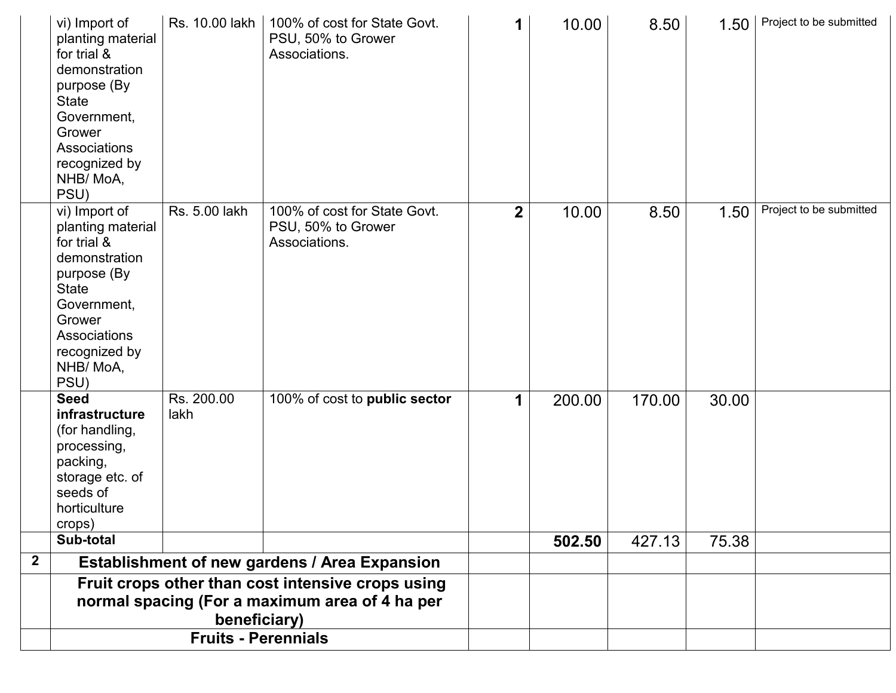| | | | | | | | | |
|---|---|---|---|---|---|---|---|---|
| | vi) Import of planting material for trial & demonstration purpose (By State Government, Grower Associations recognized by NHB/ MoA, PSU) | Rs. 10.00 lakh | 100% of cost for State Govt. PSU, 50% to Grower Associations. | **1** | 10.00 | 8.50 | 1.50 | Project to be submitted |
| | vi) Import of planting material for trial & demonstration purpose (By State Government, Grower Associations recognized by NHB/ MoA, PSU) | Rs. 5.00 lakh | 100% of cost for State Govt. PSU, 50% to Grower Associations. | **2** | 10.00 | 8.50 | 1.50 | Project to be submitted |
| | **Seed infrastructure** (for handling, processing, packing, storage etc. of seeds of horticulture crops) | Rs. 200.00 lakh | 100% of cost to **public sector** | **1** | 200.00 | 170.00 | 30.00 | |
| | **Sub-total** | | | | **502.50** | 427.13 | 75.38 | |
| **2** | **Establishment of new gardens / Area Expansion** | | | | | | | |
| | **Fruit crops other than cost intensive crops using normal spacing (For a maximum area of 4 ha per beneficiary)** | | | | | | | |
| | **Fruits - Perennials** | | | | | | | |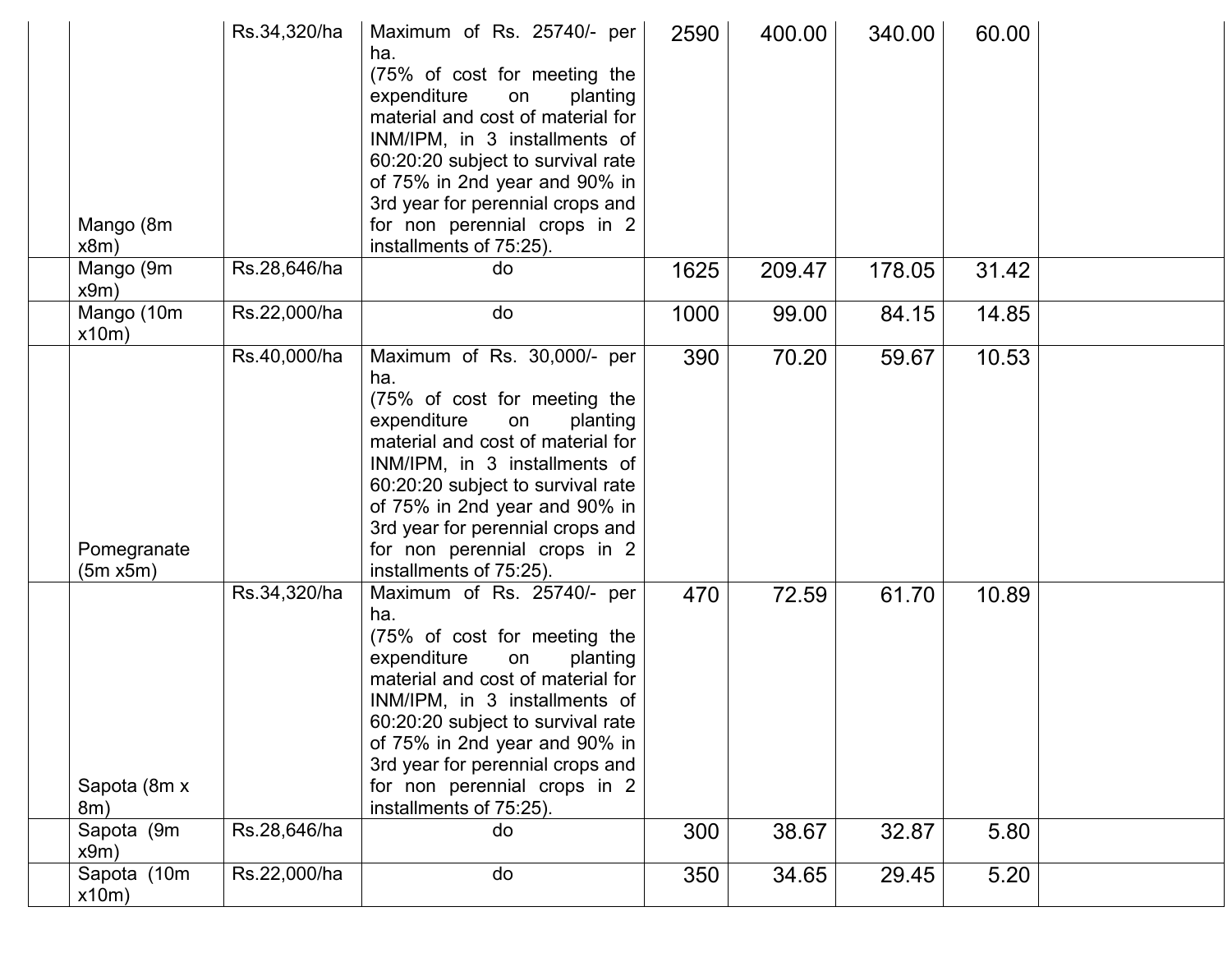|  | Mango (8m x8m) | Rs.34,320/ha | Maximum of Rs. 25740/- per ha. (75% of cost for meeting the expenditure on planting material and cost of material for INM/IPM, in 3 installments of 60:20:20 subject to survival rate of 75% in 2nd year and 90% in 3rd year for perennial crops and for non perennial crops in 2 installments of 75:25). | 2590 | 400.00 | 340.00 | 60.00 |  |
|---|---|---|---|---|---|---|---|---|
|  | Mango (9m x9m) | Rs.28,646/ha | do | 1625 | 209.47 | 178.05 | 31.42 |  |
|  | Mango (10m x10m) | Rs.22,000/ha | do | 1000 | 99.00 | 84.15 | 14.85 |  |
|  | Pomegranate (5m x5m) | Rs.40,000/ha | Maximum of Rs. 30,000/- per ha. (75% of cost for meeting the expenditure on planting material and cost of material for INM/IPM, in 3 installments of 60:20:20 subject to survival rate of 75% in 2nd year and 90% in 3rd year for perennial crops and for non perennial crops in 2 installments of 75:25). | 390 | 70.20 | 59.67 | 10.53 |  |
|  | Sapota (8m x 8m) | Rs.34,320/ha | Maximum of Rs. 25740/- per ha. (75% of cost for meeting the expenditure on planting material and cost of material for INM/IPM, in 3 installments of 60:20:20 subject to survival rate of 75% in 2nd year and 90% in 3rd year for perennial crops and for non perennial crops in 2 installments of 75:25). | 470 | 72.59 | 61.70 | 10.89 |  |
|  | Sapota (9m x9m) | Rs.28,646/ha | do | 300 | 38.67 | 32.87 | 5.80 |  |
|  | Sapota (10m x10m) | Rs.22,000/ha | do | 350 | 34.65 | 29.45 | 5.20 |  |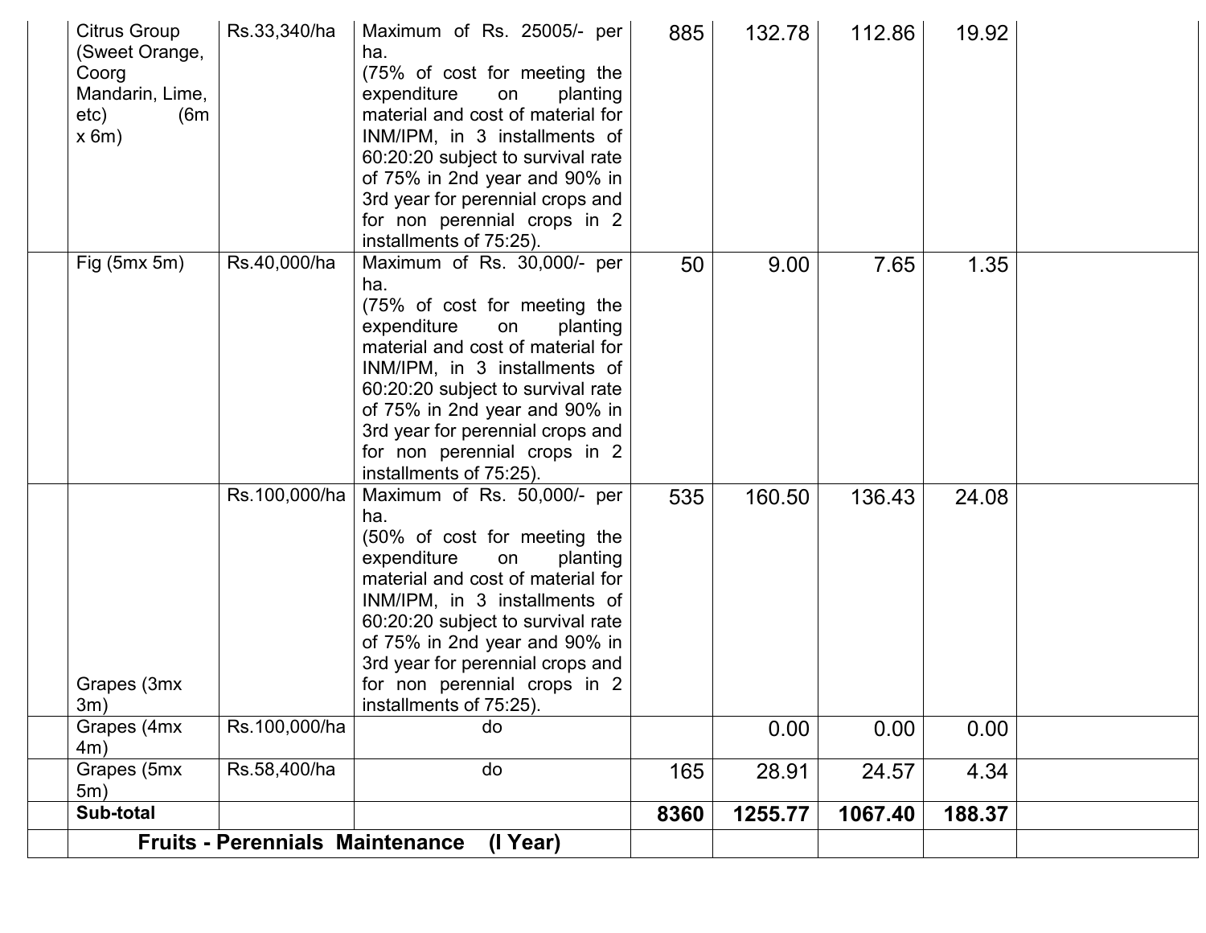|  | Citrus Group (Sweet Orange, Coorg Mandarin, Lime, etc) (6m x 6m) | Rs.33,340/ha | Maximum of Rs. 25005/- per ha. (75% of cost for meeting the expenditure on planting material and cost of material for INM/IPM, in 3 installments of 60:20:20 subject to survival rate of 75% in 2nd year and 90% in 3rd year for perennial crops and for non perennial crops in 2 installments of 75:25). | 885 | 132.78 | 112.86 | 19.92 |  |
|---|---|---|---|---|---|---|---|---|
|  | Fig (5mx 5m) | Rs.40,000/ha | Maximum of Rs. 30,000/- per ha. (75% of cost for meeting the expenditure on planting material and cost of material for INM/IPM, in 3 installments of 60:20:20 subject to survival rate of 75% in 2nd year and 90% in 3rd year for perennial crops and for non perennial crops in 2 installments of 75:25). | 50 | 9.00 | 7.65 | 1.35 |  |
|  | Grapes (3mx 3m) | Rs.100,000/ha | Maximum of Rs. 50,000/- per ha. (50% of cost for meeting the expenditure on planting material and cost of material for INM/IPM, in 3 installments of 60:20:20 subject to survival rate of 75% in 2nd year and 90% in 3rd year for perennial crops and for non perennial crops in 2 installments of 75:25). | 535 | 160.50 | 136.43 | 24.08 |  |
|  | Grapes (4mx 4m) | Rs.100,000/ha | do |  | 0.00 | 0.00 | 0.00 |  |
|  | Grapes (5mx 5m) | Rs.58,400/ha | do | 165 | 28.91 | 24.57 | 4.34 |  |
|  | **Sub-total** |  |  | **8360** | **1255.77** | **1067.40** | **188.37** |  |
|  | **Fruits - Perennials Maintenance (I Year)** |  |  |  |  |  |  |  |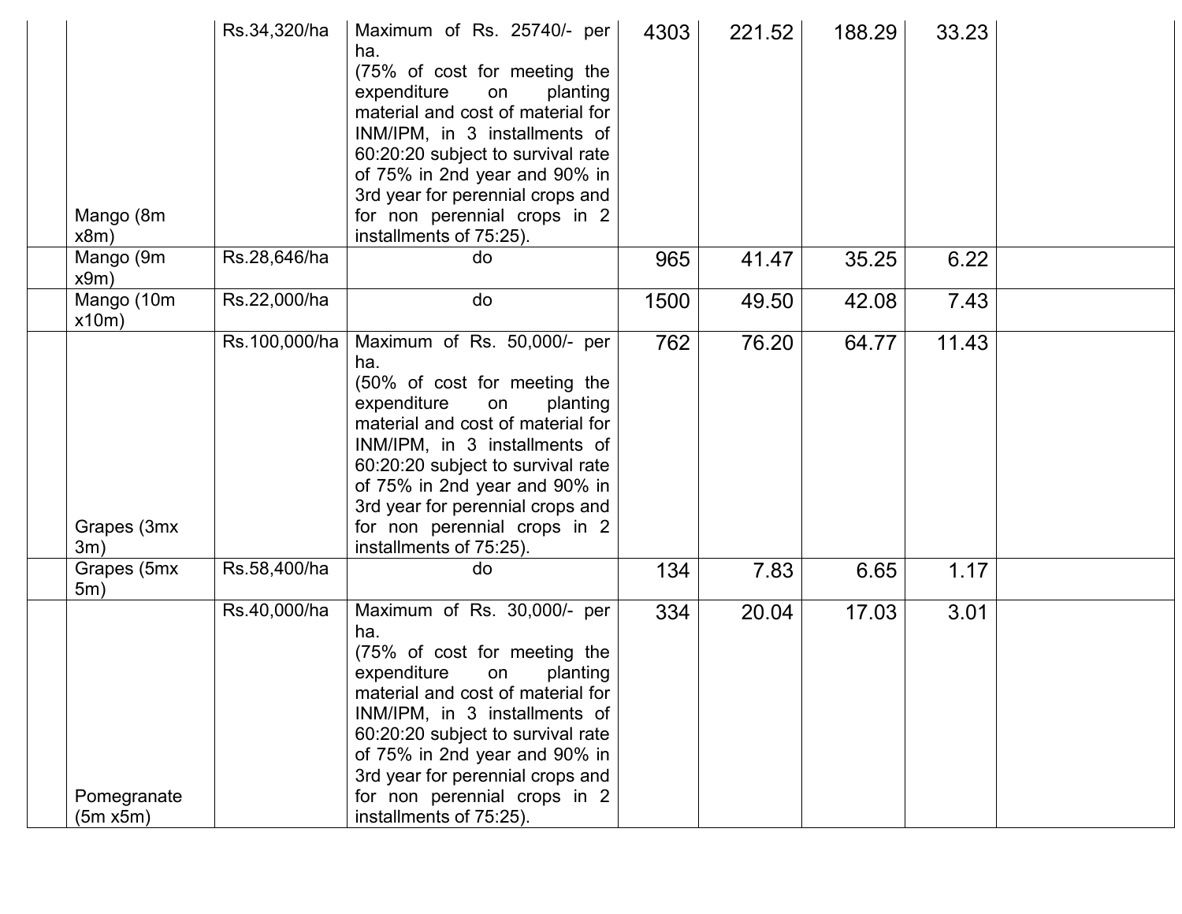| | | | | | | | | |
|---|---|---|---|---|---|---|---|---|
| | Mango (8m x8m) | Rs.34,320/ha | Maximum of Rs. 25740/- per ha. (75% of cost for meeting the expenditure on planting material and cost of material for INM/IPM, in 3 installments of 60:20:20 subject to survival rate of 75% in 2nd year and 90% in 3rd year for perennial crops and for non perennial crops in 2 installments of 75:25). | 4303 | 221.52 | 188.29 | 33.23 | |
| | Mango (9m x9m) | Rs.28,646/ha | do | 965 | 41.47 | 35.25 | 6.22 | |
| | Mango (10m x10m) | Rs.22,000/ha | do | 1500 | 49.50 | 42.08 | 7.43 | |
| | Grapes (3mx 3m) | Rs.100,000/ha | Maximum of Rs. 50,000/- per ha. (50% of cost for meeting the expenditure on planting material and cost of material for INM/IPM, in 3 installments of 60:20:20 subject to survival rate of 75% in 2nd year and 90% in 3rd year for perennial crops and for non perennial crops in 2 installments of 75:25). | 762 | 76.20 | 64.77 | 11.43 | |
| | Grapes (5mx 5m) | Rs.58,400/ha | do | 134 | 7.83 | 6.65 | 1.17 | |
| | Pomegranate (5m x5m) | Rs.40,000/ha | Maximum of Rs. 30,000/- per ha. (75% of cost for meeting the expenditure on planting material and cost of material for INM/IPM, in 3 installments of 60:20:20 subject to survival rate of 75% in 2nd year and 90% in 3rd year for perennial crops and for non perennial crops in 2 installments of 75:25). | 334 | 20.04 | 17.03 | 3.01 | |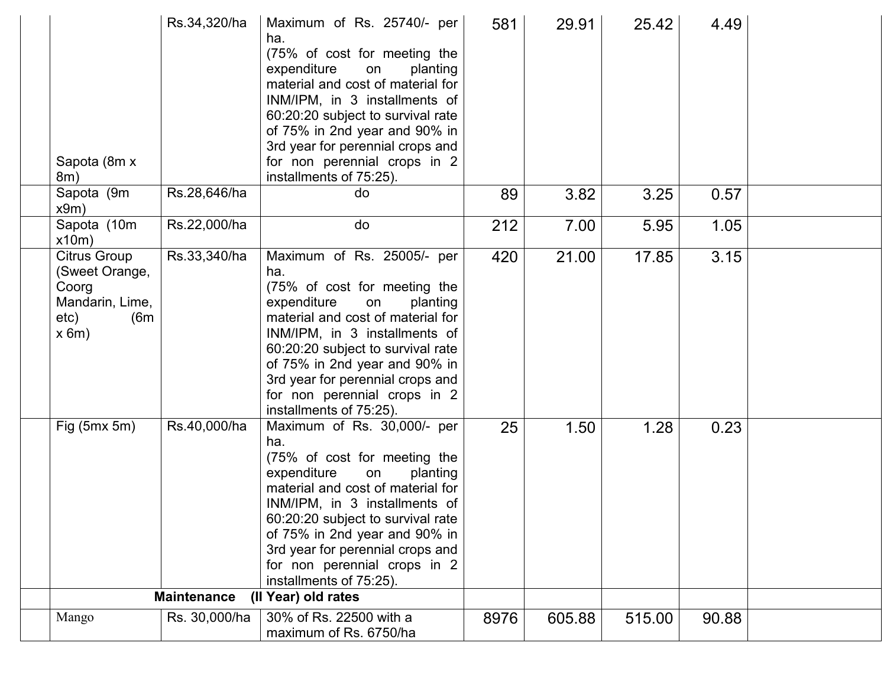| | | | | | | | | |
|---|---|---|---|---|---|---|---|---|
| | Sapota (8m x 8m) | Rs.34,320/ha | Maximum of Rs. 25740/- per ha. (75% of cost for meeting the expenditure on planting material and cost of material for INM/IPM, in 3 installments of 60:20:20 subject to survival rate of 75% in 2nd year and 90% in 3rd year for perennial crops and for non perennial crops in 2 installments of 75:25). | 581 | 29.91 | 25.42 | 4.49 | |
| | Sapota (9m x9m) | Rs.28,646/ha | do | 89 | 3.82 | 3.25 | 0.57 | |
| | Sapota (10m x10m) | Rs.22,000/ha | do | 212 | 7.00 | 5.95 | 1.05 | |
| | Citrus Group (Sweet Orange, Coorg Mandarin, Lime, etc) (6m x 6m) | Rs.33,340/ha | Maximum of Rs. 25005/- per ha. (75% of cost for meeting the expenditure on planting material and cost of material for INM/IPM, in 3 installments of 60:20:20 subject to survival rate of 75% in 2nd year and 90% in 3rd year for perennial crops and for non perennial crops in 2 installments of 75:25). | 420 | 21.00 | 17.85 | 3.15 | |
| | Fig (5mx 5m) | Rs.40,000/ha | Maximum of Rs. 30,000/- per ha. (75% of cost for meeting the expenditure on planting material and cost of material for INM/IPM, in 3 installments of 60:20:20 subject to survival rate of 75% in 2nd year and 90% in 3rd year for perennial crops and for non perennial crops in 2 installments of 75:25). | 25 | 1.50 | 1.28 | 0.23 | |
| | **Maintenance (II Year) old rates** | | | | | | | |
| | Mango | Rs. 30,000/ha | 30% of Rs. 22500 with a maximum of Rs. 6750/ha | 8976 | 605.88 | 515.00 | 90.88 | |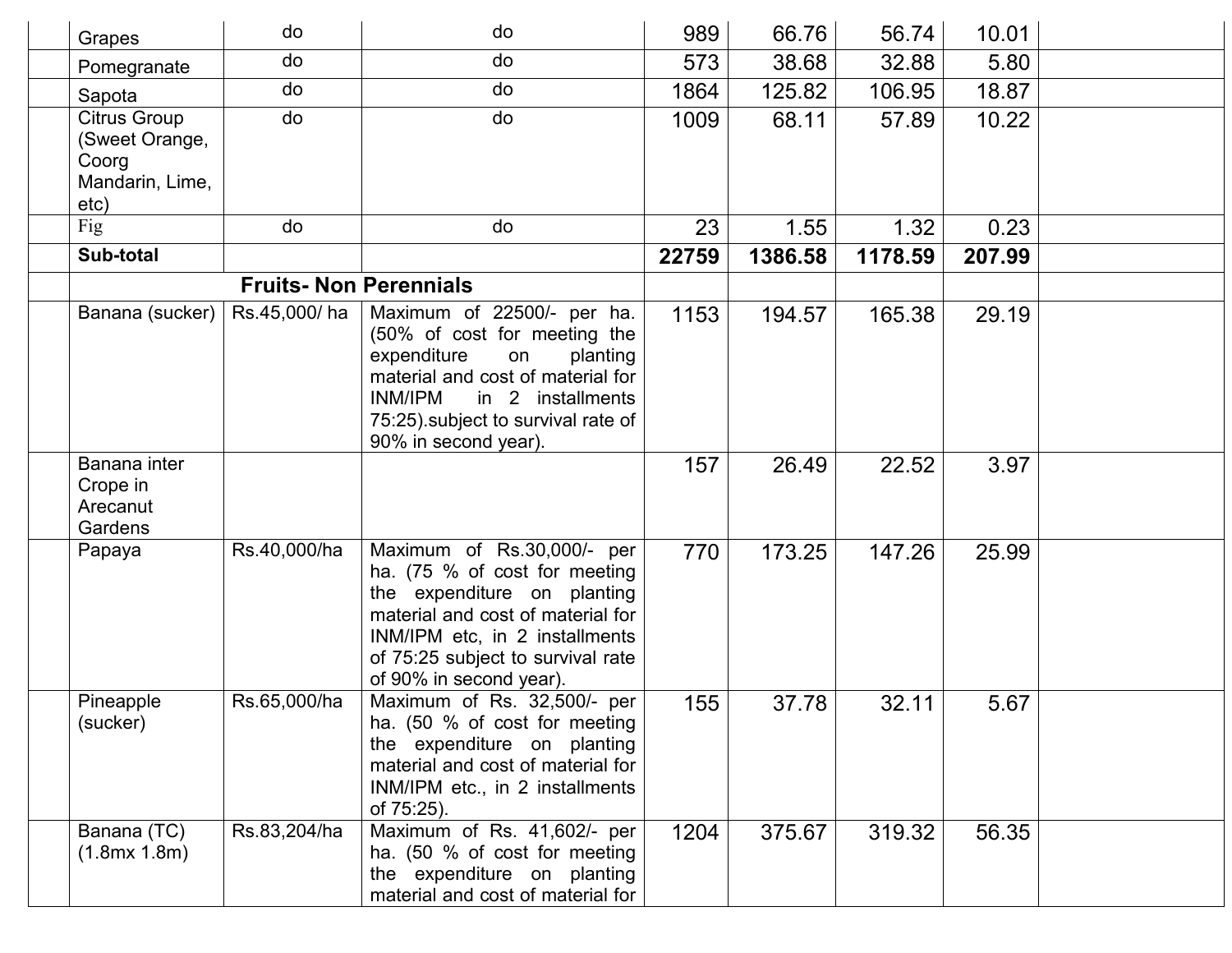| | | | | | | | | |
|---|---|---|---|---|---|---|---|---|
| | Grapes | do | do | 989 | 66.76 | 56.74 | 10.01 | |
| | Pomegranate | do | do | 573 | 38.68 | 32.88 | 5.80 | |
| | Sapota | do | do | 1864 | 125.82 | 106.95 | 18.87 | |
| | Citrus Group (Sweet Orange, Coorg Mandarin, Lime, etc) | do | do | 1009 | 68.11 | 57.89 | 10.22 | |
| | Fig | do | do | 23 | 1.55 | 1.32 | 0.23 | |
| | **Sub-total** | | | **22759** | **1386.58** | **1178.59** | **207.99** | |
| | **Fruits- Non Perennials** | | | | | | | |
| | Banana (sucker) | Rs.45,000/ ha | Maximum of 22500/- per ha. (50% of cost for meeting the expenditure on planting material and cost of material for INM/IPM in 2 installments 75:25).subject to survival rate of 90% in second year). | 1153 | 194.57 | 165.38 | 29.19 | |
| | Banana inter Crope in Arecanut Gardens | | | 157 | 26.49 | 22.52 | 3.97 | |
| | Papaya | Rs.40,000/ha | Maximum of Rs.30,000/- per ha. (75 % of cost for meeting the expenditure on planting material and cost of material for INM/IPM etc, in 2 installments of 75:25 subject to survival rate of 90% in second year). | 770 | 173.25 | 147.26 | 25.99 | |
| | Pineapple (sucker) | Rs.65,000/ha | Maximum of Rs. 32,500/- per ha. (50 % of cost for meeting the expenditure on planting material and cost of material for INM/IPM etc., in 2 installments of 75:25). | 155 | 37.78 | 32.11 | 5.67 | |
| | Banana (TC) (1.8mx 1.8m) | Rs.83,204/ha | Maximum of Rs. 41,602/- per ha. (50 % of cost for meeting the expenditure on planting material and cost of material for | 1204 | 375.67 | 319.32 | 56.35 | |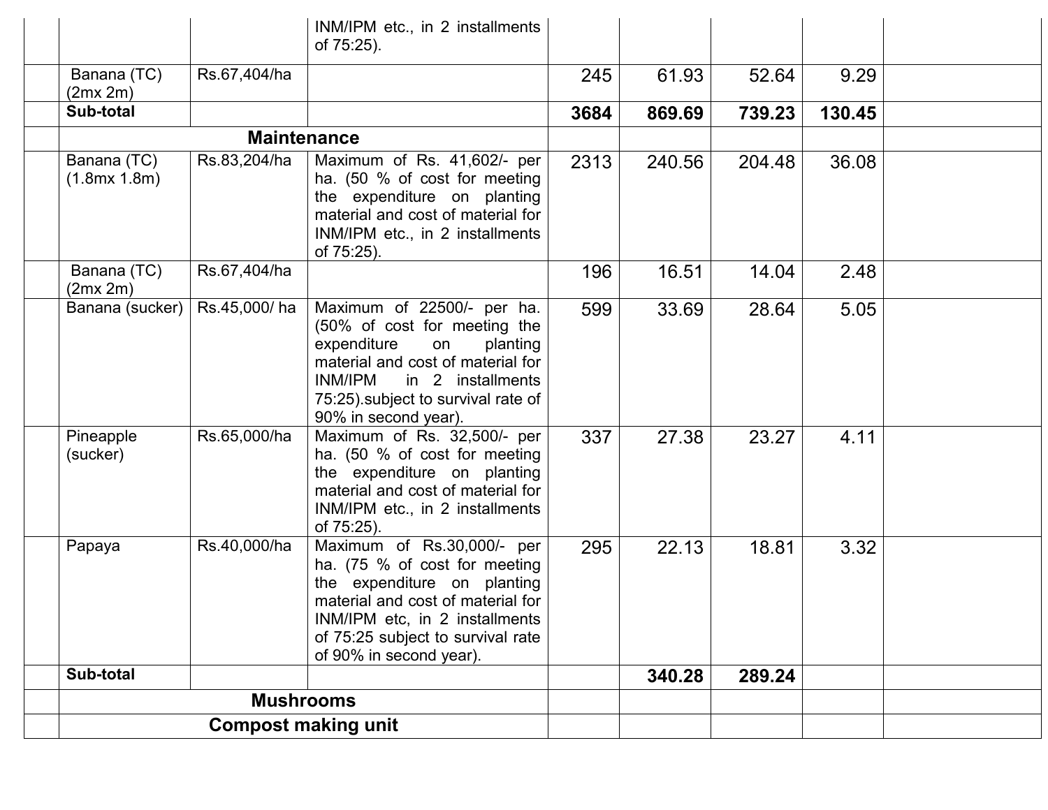| | | | | | | | | |
|---|---|---|---|---|---|---|---|---|
| | | | INM/IPM etc., in 2 installments of 75:25). | | | | | |
| | Banana (TC) (2mx 2m) | Rs.67,404/ha | | 245 | 61.93 | 52.64 | 9.29 | |
| | **Sub-total** | | | **3684** | **869.69** | **739.23** | **130.45** | |
| | **Maintenance** | | | | | | | |
| | Banana (TC) (1.8mx 1.8m) | Rs.83,204/ha | Maximum of Rs. 41,602/- per ha. (50 % of cost for meeting the expenditure on planting material and cost of material for INM/IPM etc., in 2 installments of 75:25). | 2313 | 240.56 | 204.48 | 36.08 | |
| | Banana (TC) (2mx 2m) | Rs.67,404/ha | | 196 | 16.51 | 14.04 | 2.48 | |
| | Banana (sucker) | Rs.45,000/ ha | Maximum of 22500/- per ha. (50% of cost for meeting the expenditure on planting material and cost of material for INM/IPM in 2 installments 75:25).subject to survival rate of 90% in second year). | 599 | 33.69 | 28.64 | 5.05 | |
| | Pineapple (sucker) | Rs.65,000/ha | Maximum of Rs. 32,500/- per ha. (50 % of cost for meeting the expenditure on planting material and cost of material for INM/IPM etc., in 2 installments of 75:25). | 337 | 27.38 | 23.27 | 4.11 | |
| | Papaya | Rs.40,000/ha | Maximum of Rs.30,000/- per ha. (75 % of cost for meeting the expenditure on planting material and cost of material for INM/IPM etc, in 2 installments of 75:25 subject to survival rate of 90% in second year). | 295 | 22.13 | 18.81 | 3.32 | |
| | **Sub-total** | | | | **340.28** | **289.24** | | |
| | **Mushrooms** | | | | | | | |
| | **Compost making unit** | | | | | | | |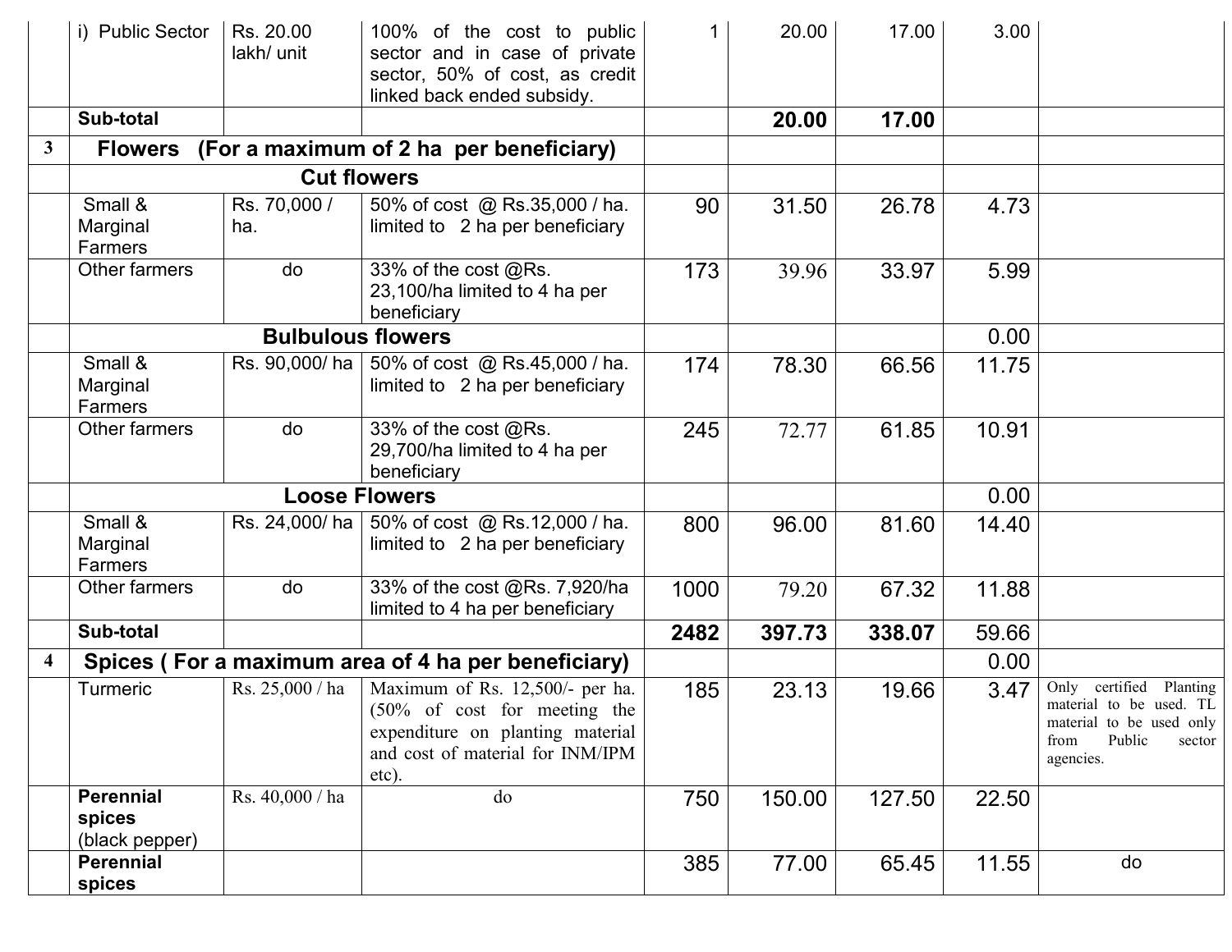|   |   |   |   |   |   |   |   |   |
|---|---|---|---|---|---|---|---|---|
|   | i) Public Sector | Rs. 20.00 lakh/ unit | 100% of the cost to public sector and in case of private sector, 50% of cost, as credit linked back ended subsidy. | 1 | 20.00 | 17.00 | 3.00 |   |
|   | **Sub-total** |   |   |   | **20.00** | **17.00** |   |   |
| **3** | **Flowers (For a maximum of 2 ha per beneficiary)** |   |   |   |   |   |   |   |
|   | **Cut flowers** |   |   |   |   |   |   |   |
|   | Small & Marginal Farmers | Rs. 70,000 / ha. | 50% of cost @ Rs.35,000 / ha. limited to 2 ha per beneficiary | 90 | 31.50 | 26.78 | 4.73 |   |
|   | Other farmers | do | 33% of the cost @Rs. 23,100/ha limited to 4 ha per beneficiary | 173 | 39.96 | 33.97 | 5.99 |   |
|   | **Bulbulous flowers** |   |   |   |   |   | 0.00 |   |
|   | Small & Marginal Farmers | Rs. 90,000/ ha | 50% of cost @ Rs.45,000 / ha. limited to 2 ha per beneficiary | 174 | 78.30 | 66.56 | 11.75 |   |
|   | Other farmers | do | 33% of the cost @Rs. 29,700/ha limited to 4 ha per beneficiary | 245 | 72.77 | 61.85 | 10.91 |   |
|   | **Loose Flowers** |   |   |   |   |   | 0.00 |   |
|   | Small & Marginal Farmers | Rs. 24,000/ ha | 50% of cost @ Rs.12,000 / ha. limited to 2 ha per beneficiary | 800 | 96.00 | 81.60 | 14.40 |   |
|   | Other farmers | do | 33% of the cost @Rs. 7,920/ha limited to 4 ha per beneficiary | 1000 | 79.20 | 67.32 | 11.88 |   |
|   | **Sub-total** |   |   | **2482** | **397.73** | **338.07** | 59.66 |   |
| **4** | **Spices ( For a maximum area of 4 ha per beneficiary)** |   |   |   |   |   | 0.00 |   |
|   | Turmeric | Rs. 25,000 / ha | Maximum of Rs. 12,500/- per ha. (50% of cost for meeting the expenditure on planting material and cost of material for INM/IPM etc). | 185 | 23.13 | 19.66 | 3.47 | Only certified Planting material to be used. TL material to be used only from Public sector agencies. |
|   | **Perennial spices** (black pepper) | Rs. 40,000 / ha | do | 750 | 150.00 | 127.50 | 22.50 |   |
|   | **Perennial spices** |   |   | 385 | 77.00 | 65.45 | 11.55 | do |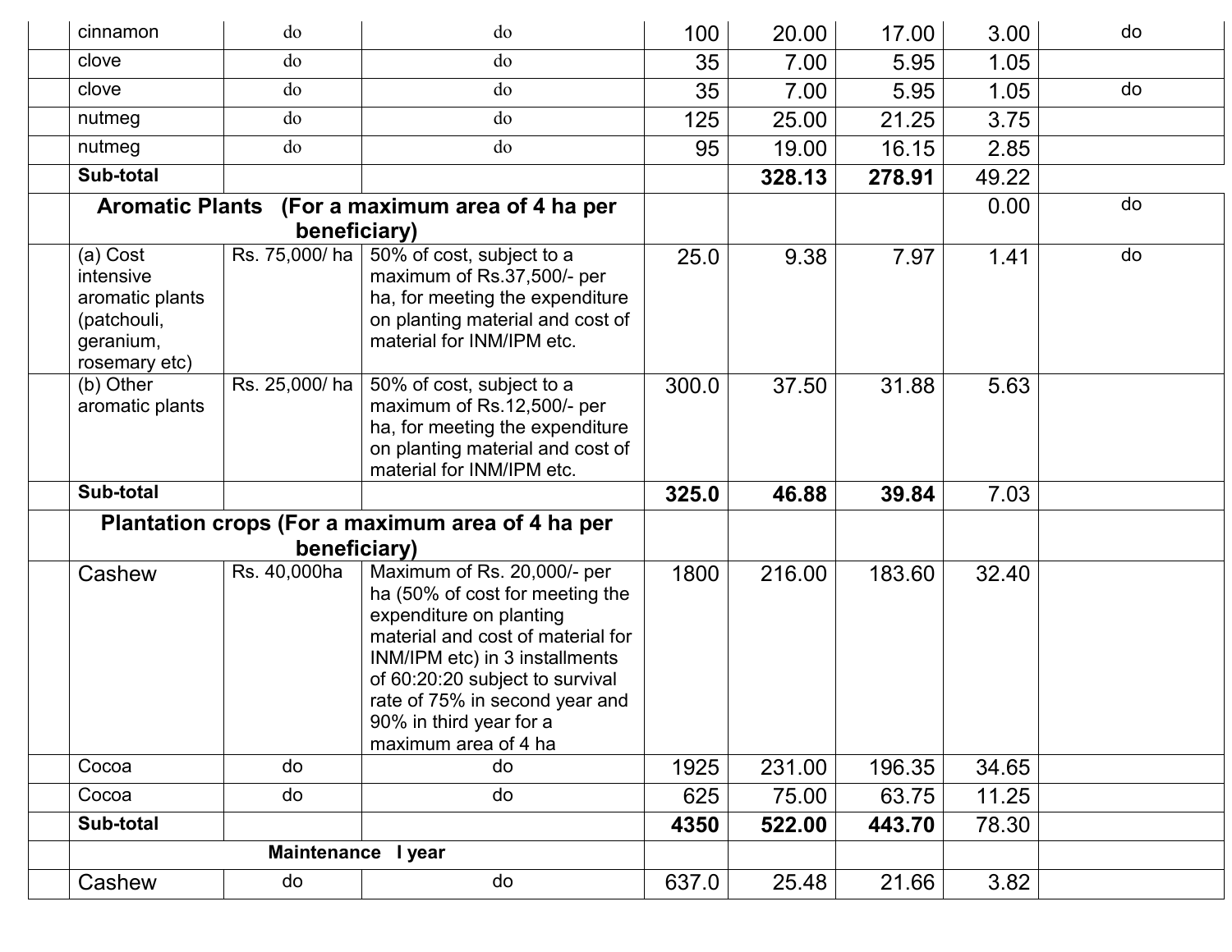| | | | | | | | | |
|---|---|---|---|---|---|---|---|---|
| | cinnamon | do | do | 100 | 20.00 | 17.00 | 3.00 | do |
| | clove | do | do | 35 | 7.00 | 5.95 | 1.05 | |
| | clove | do | do | 35 | 7.00 | 5.95 | 1.05 | do |
| | nutmeg | do | do | 125 | 25.00 | 21.25 | 3.75 | |
| | nutmeg | do | do | 95 | 19.00 | 16.15 | 2.85 | |
| | **Sub-total** | | | | **328.13** | **278.91** | 49.22 | |
| | **Aromatic Plants (For a maximum area of 4 ha per beneficiary)** | | | | | | 0.00 | do |
| | (a) Cost intensive aromatic plants (patchouli, geranium, rosemary etc) | Rs. 75,000/ ha | 50% of cost, subject to a maximum of Rs.37,500/- per ha, for meeting the expenditure on planting material and cost of material for INM/IPM etc. | 25.0 | 9.38 | 7.97 | 1.41 | do |
| | (b) Other aromatic plants | Rs. 25,000/ ha | 50% of cost, subject to a maximum of Rs.12,500/- per ha, for meeting the expenditure on planting material and cost of material for INM/IPM etc. | 300.0 | 37.50 | 31.88 | 5.63 | |
| | **Sub-total** | | | **325.0** | **46.88** | **39.84** | 7.03 | |
| | **Plantation crops (For a maximum area of 4 ha per beneficiary)** | | | | | | | |
| | Cashew | Rs. 40,000ha | Maximum of Rs. 20,000/- per ha (50% of cost for meeting the expenditure on planting material and cost of material for INM/IPM etc) in 3 installments of 60:20:20 subject to survival rate of 75% in second year and 90% in third year for a maximum area of 4 ha | 1800 | 216.00 | 183.60 | 32.40 | |
| | Cocoa | do | do | 1925 | 231.00 | 196.35 | 34.65 | |
| | Cocoa | do | do | 625 | 75.00 | 63.75 | 11.25 | |
| | **Sub-total** | | | **4350** | **522.00** | **443.70** | 78.30 | |
| | **Maintenance I year** | | | | | | | |
| | Cashew | do | do | 637.0 | 25.48 | 21.66 | 3.82 | |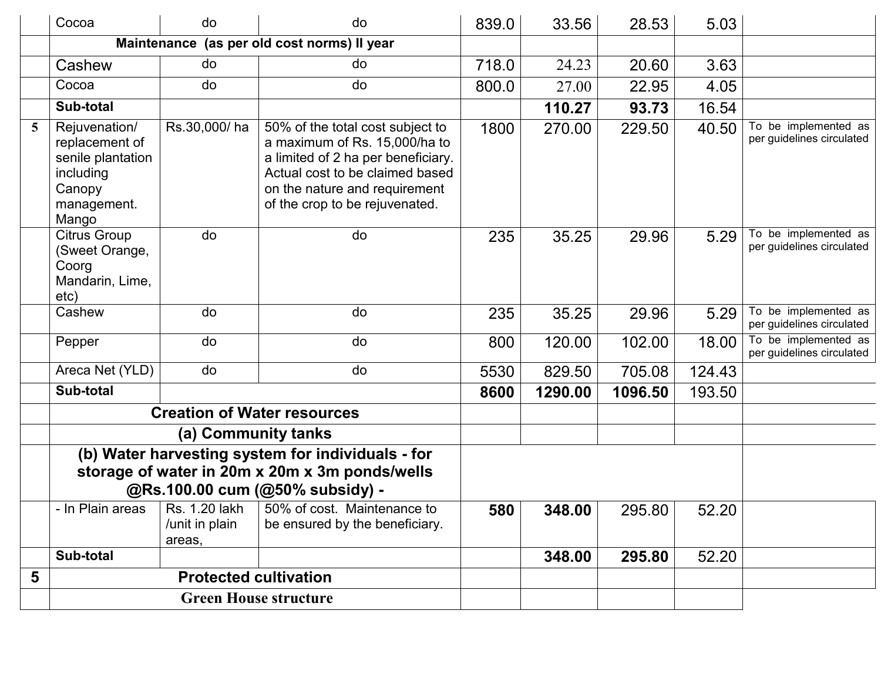| | | | | | | | | |
|---|---|---|---|---|---|---|---|---|
| | Cocoa | do | do | 839.0 | 33.56 | 28.53 | 5.03 | |
| | **Maintenance (as per old cost norms) II year** | | | | | | | |
| | Cashew | do | do | 718.0 | 24.23 | 20.60 | 3.63 | |
| | Cocoa | do | do | 800.0 | 27.00 | 22.95 | 4.05 | |
| | **Sub-total** | | | | **110.27** | **93.73** | 16.54 | |
| 5 | Rejuvenation/ replacement of senile plantation including Canopy management. Mango | Rs.30,000/ ha | 50% of the total cost subject to a maximum of Rs. 15,000/ha to a limited of 2 ha per beneficiary. Actual cost to be claimed based on the nature and requirement of the crop to be rejuvenated. | 1800 | 270.00 | 229.50 | 40.50 | To be implemented as per guidelines circulated |
| | Citrus Group (Sweet Orange, Coorg Mandarin, Lime, etc) | do | do | 235 | 35.25 | 29.96 | 5.29 | To be implemented as per guidelines circulated |
| | Cashew | do | do | 235 | 35.25 | 29.96 | 5.29 | To be implemented as per guidelines circulated |
| | Pepper | do | do | 800 | 120.00 | 102.00 | 18.00 | To be implemented as per guidelines circulated |
| | Areca Net (YLD) | do | do | 5530 | 829.50 | 705.08 | 124.43 | |
| | **Sub-total** | | | **8600** | **1290.00** | **1096.50** | 193.50 | |
| | **Creation of Water resources** | | | | | | | |
| | **(a) Community tanks** | | | | | | | |
| | **(b) Water harvesting system for individuals - for storage of water in 20m x 20m x 3m ponds/wells @Rs.100.00 cum (@50% subsidy) -** | | | | | | | |
| | - In Plain areas | Rs. 1.20 lakh /unit in plain areas, | 50% of cost. Maintenance to be ensured by the beneficiary. | **580** | **348.00** | 295.80 | 52.20 | |
| | **Sub-total** | | | | **348.00** | **295.80** | 52.20 | |
| 5 | **Protected cultivation** | | | | | | | |
| | **Green House structure** | | | | | | | |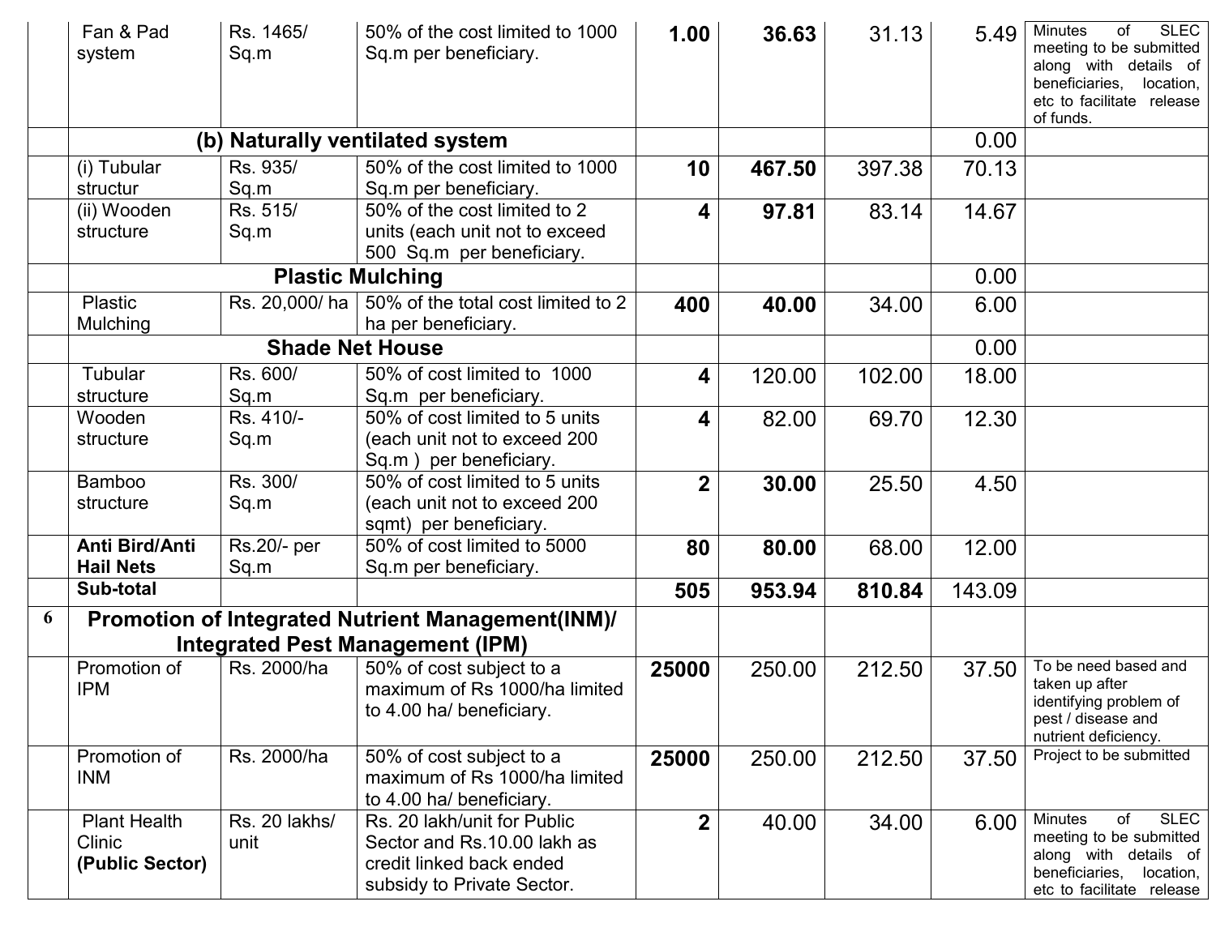| | | | | | | | | |
|---|---|---|---|---|---|---|---|---|
| | Fan & Pad system | Rs. 1465/ Sq.m | 50% of the cost limited to 1000 Sq.m per beneficiary. | **1.00** | **36.63** | 31.13 | 5.49 | Minutes of SLEC meeting to be submitted along with details of beneficiaries, location, etc to facilitate release of funds. |
| | **(b) Naturally ventilated system** | | | | | | 0.00 | |
| | (i) Tubular structur | Rs. 935/ Sq.m | 50% of the cost limited to 1000 Sq.m per beneficiary. | **10** | **467.50** | 397.38 | 70.13 | |
| | (ii) Wooden structure | Rs. 515/ Sq.m | 50% of the cost limited to 2 units (each unit not to exceed 500 Sq.m per beneficiary. | **4** | **97.81** | 83.14 | 14.67 | |
| | **Plastic Mulching** | | | | | | 0.00 | |
| | Plastic Mulching | Rs. 20,000/ ha | 50% of the total cost limited to 2 ha per beneficiary. | **400** | **40.00** | 34.00 | 6.00 | |
| | **Shade Net House** | | | | | | 0.00 | |
| | Tubular structure | Rs. 600/ Sq.m | 50% of cost limited to 1000 Sq.m per beneficiary. | **4** | 120.00 | 102.00 | 18.00 | |
| | Wooden structure | Rs. 410/- Sq.m | 50% of cost limited to 5 units (each unit not to exceed 200 Sq.m ) per beneficiary. | **4** | 82.00 | 69.70 | 12.30 | |
| | Bamboo structure | Rs. 300/ Sq.m | 50% of cost limited to 5 units (each unit not to exceed 200 sqmt) per beneficiary. | **2** | **30.00** | 25.50 | 4.50 | |
| | **Anti Bird/Anti Hail Nets** | Rs.20/- per Sq.m | 50% of cost limited to 5000 Sq.m per beneficiary. | **80** | **80.00** | 68.00 | 12.00 | |
| | **Sub-total** | | | **505** | **953.94** | **810.84** | 143.09 | |
| **6** | **Promotion of Integrated Nutrient Management(INM)/ Integrated Pest Management (IPM)** | | | | | | | |
| | Promotion of IPM | Rs. 2000/ha | 50% of cost subject to a maximum of Rs 1000/ha limited to 4.00 ha/ beneficiary. | **25000** | 250.00 | 212.50 | 37.50 | To be need based and taken up after identifying problem of pest / disease and nutrient deficiency. |
| | Promotion of INM | Rs. 2000/ha | 50% of cost subject to a maximum of Rs 1000/ha limited to 4.00 ha/ beneficiary. | **25000** | 250.00 | 212.50 | 37.50 | Project to be submitted |
| | Plant Health Clinic **(Public Sector)** | Rs. 20 lakhs/ unit | Rs. 20 lakh/unit for Public Sector and Rs.10.00 lakh as credit linked back ended subsidy to Private Sector. | **2** | 40.00 | 34.00 | 6.00 | Minutes of SLEC meeting to be submitted along with details of beneficiaries, location, etc to facilitate release |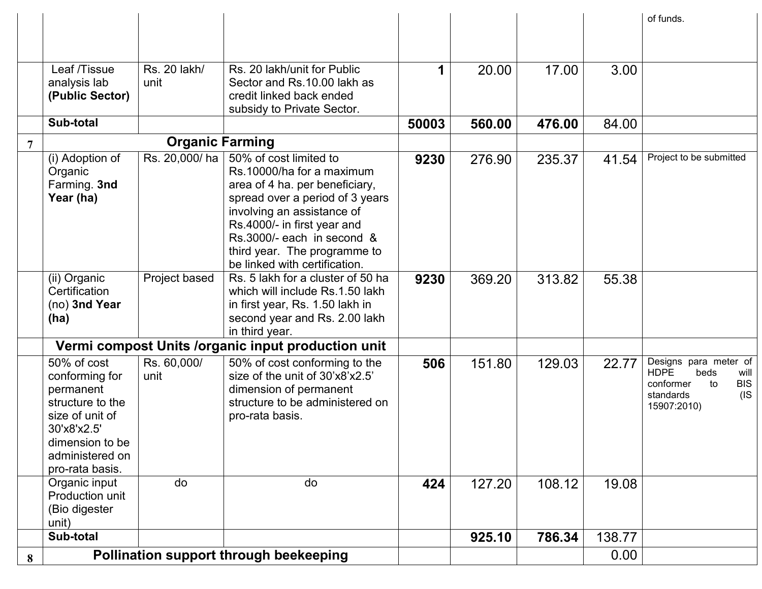|  |  |  |  |  |  |  |  |  |
|---|---|---|---|---|---|---|---|---|
|  |  |  |  |  |  |  |  | of funds. |
|  | Leaf /Tissue analysis lab **(Public Sector)** | Rs. 20 lakh/ unit | Rs. 20 lakh/unit for Public Sector and Rs.10.00 lakh as credit linked back ended subsidy to Private Sector. | **1** | 20.00 | 17.00 | 3.00 |  |
|  | **Sub-total** |  |  | **50003** | **560.00** | **476.00** | 84.00 |  |
| **7** | **Organic Farming** |  |  |  |  |  |  |  |
|  | (i) Adoption of Organic Farming. **3nd Year (ha)** | Rs. 20,000/ ha | 50% of cost limited to Rs.10000/ha for a maximum area of 4 ha. per beneficiary, spread over a period of 3 years involving an assistance of Rs.4000/- in first year and Rs.3000/- each in second & third year. The programme to be linked with certification. | **9230** | 276.90 | 235.37 | 41.54 | Project to be submitted |
|  | (ii) Organic Certification (no) **3nd Year (ha)** | Project based | Rs. 5 lakh for a cluster of 50 ha which will include Rs.1.50 lakh in first year, Rs. 1.50 lakh in second year and Rs. 2.00 lakh in third year. | **9230** | 369.20 | 313.82 | 55.38 |  |
|  | **Vermi compost Units /organic input production unit** |  |  |  |  |  |  |  |
|  | 50% of cost conforming for permanent structure to the size of unit of 30'x8'x2.5' dimension to be administered on pro-rata basis. | Rs. 60,000/ unit | 50% of cost conforming to the size of the unit of 30'x8'x2.5' dimension of permanent structure to be administered on pro-rata basis. | **506** | 151.80 | 129.03 | 22.77 | Designs para meter of HDPE beds will conformer to BIS standards (IS 15907:2010) |
|  | Organic input Production unit (Bio digester unit) | do | do | **424** | 127.20 | 108.12 | 19.08 |  |
|  | **Sub-total** |  |  |  | **925.10** | **786.34** | 138.77 |  |
| **8** | **Pollination support through beekeeping** |  |  |  |  |  | 0.00 |  |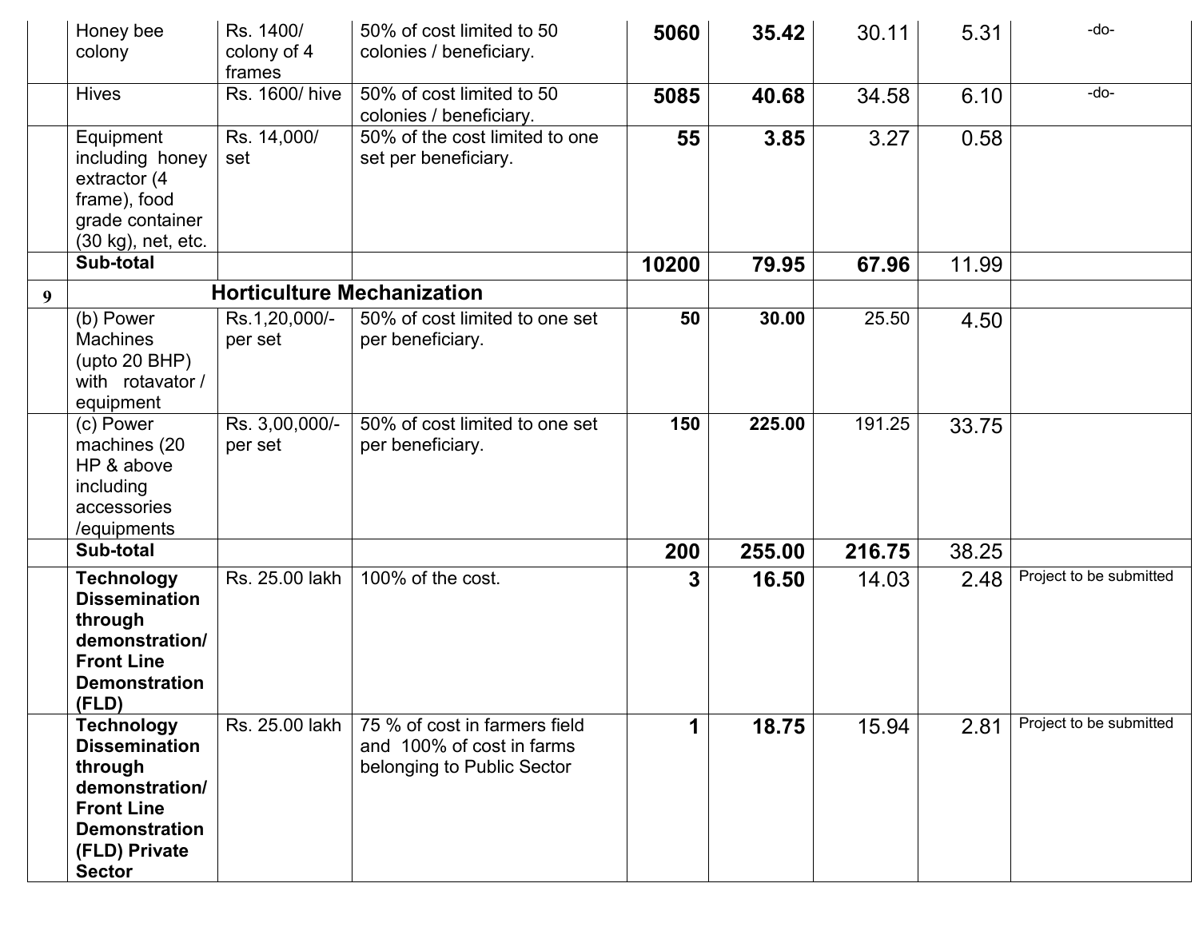| | | | | | | | | |
|---|---|---|---|---|---|---|---|---|
| | Honey bee colony | Rs. 1400/ colony of 4 frames | 50% of cost limited to 50 colonies / beneficiary. | **5060** | **35.42** | 30.11 | 5.31 | -do- |
| | Hives | Rs. 1600/ hive | 50% of cost limited to 50 colonies / beneficiary. | **5085** | **40.68** | 34.58 | 6.10 | -do- |
| | Equipment including honey extractor (4 frame), food grade container (30 kg), net, etc. | Rs. 14,000/ set | 50% of the cost limited to one set per beneficiary. | **55** | **3.85** | 3.27 | 0.58 | |
| | **Sub-total** | | | **10200** | **79.95** | **67.96** | 11.99 | |
| 9 | **Horticulture Mechanization** | | | | | | | |
| | (b) Power Machines (upto 20 BHP) with rotavator / equipment | Rs.1,20,000/- per set | 50% of cost limited to one set per beneficiary. | **50** | **30.00** | 25.50 | 4.50 | |
| | (c) Power machines (20 HP & above including accessories /equipments | Rs. 3,00,000/- per set | 50% of cost limited to one set per beneficiary. | **150** | **225.00** | 191.25 | 33.75 | |
| | **Sub-total** | | | **200** | **255.00** | **216.75** | 38.25 | |
| | **Technology Dissemination through demonstration/ Front Line Demonstration (FLD)** | Rs. 25.00 lakh | 100% of the cost. | **3** | **16.50** | 14.03 | 2.48 | Project to be submitted |
| | **Technology Dissemination through demonstration/ Front Line Demonstration (FLD) Private Sector** | Rs. 25.00 lakh | 75 % of cost in farmers field and 100% of cost in farms belonging to Public Sector | **1** | **18.75** | 15.94 | 2.81 | Project to be submitted |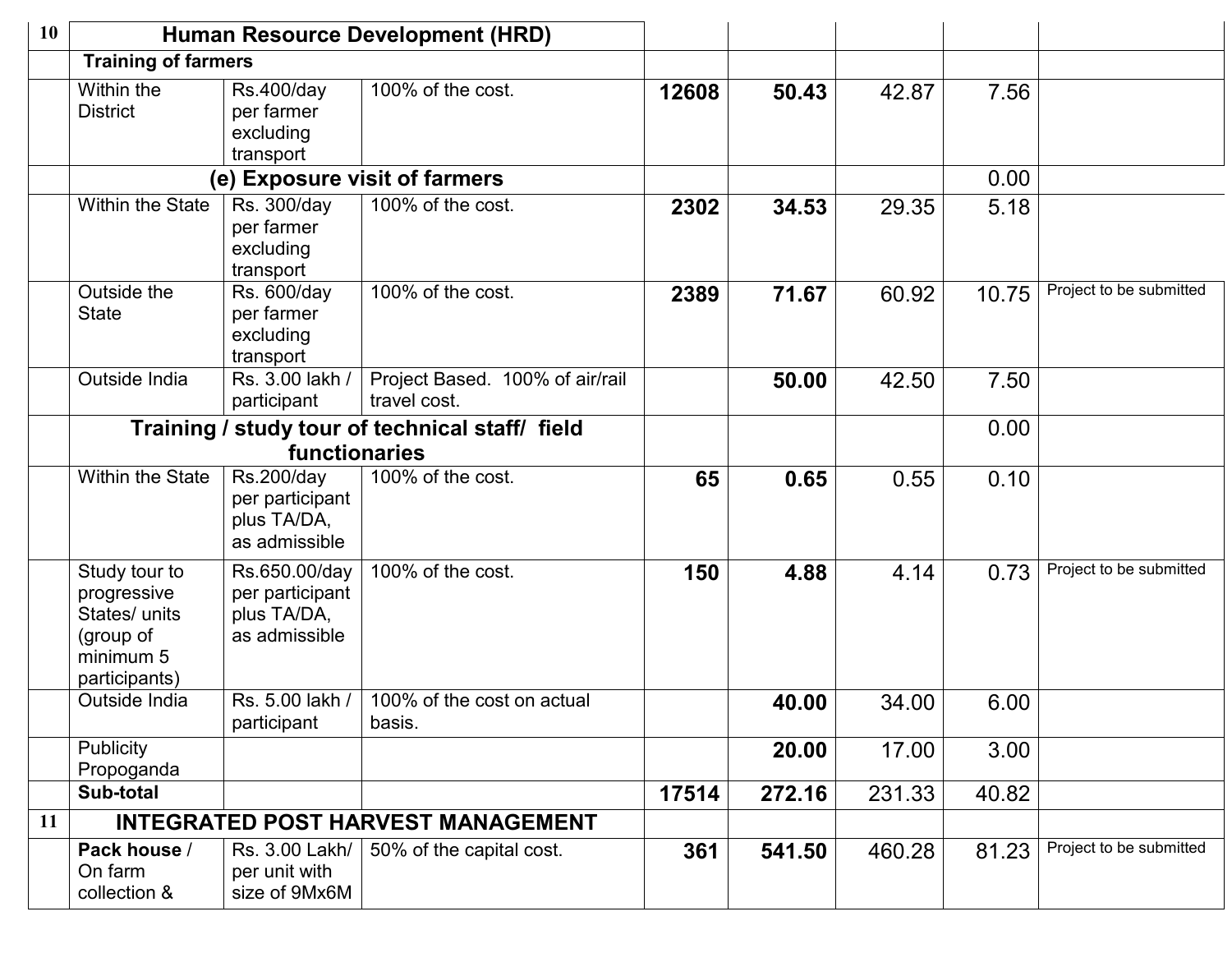| | | | | | | | | |
|---|---|---|---|---|---|---|---|---|
| 10 | **Human Resource Development (HRD)** | | | | | | | |
| | **Training of farmers** | | | | | | | |
| | Within the District | Rs.400/day per farmer excluding transport | 100% of the cost. | **12608** | **50.43** | 42.87 | 7.56 | |
| | **(e) Exposure visit of farmers** | | | | | | 0.00 | |
| | Within the State | Rs. 300/day per farmer excluding transport | 100% of the cost. | **2302** | **34.53** | 29.35 | 5.18 | |
| | Outside the State | Rs. 600/day per farmer excluding transport | 100% of the cost. | **2389** | **71.67** | 60.92 | 10.75 | Project to be submitted |
| | Outside India | Rs. 3.00 lakh / participant | Project Based. 100% of air/rail travel cost. | | **50.00** | 42.50 | 7.50 | |
| | **Training / study tour of technical staff/ field functionaries** | | | | | | 0.00 | |
| | Within the State | Rs.200/day per participant plus TA/DA, as admissible | 100% of the cost. | **65** | **0.65** | 0.55 | 0.10 | |
| | Study tour to progressive States/ units (group of minimum 5 participants) | Rs.650.00/day per participant plus TA/DA, as admissible | 100% of the cost. | **150** | **4.88** | 4.14 | 0.73 | Project to be submitted |
| | Outside India | Rs. 5.00 lakh / participant | 100% of the cost on actual basis. | | **40.00** | 34.00 | 6.00 | |
| | Publicity Propoganda | | | | **20.00** | 17.00 | 3.00 | |
| | **Sub-total** | | | **17514** | **272.16** | 231.33 | 40.82 | |
| 11 | **INTEGRATED POST HARVEST MANAGEMENT** | | | | | | | |
| | **Pack house** / On farm collection & | Rs. 3.00 Lakh/ per unit with size of 9Mx6M | 50% of the capital cost. | **361** | **541.50** | 460.28 | 81.23 | Project to be submitted |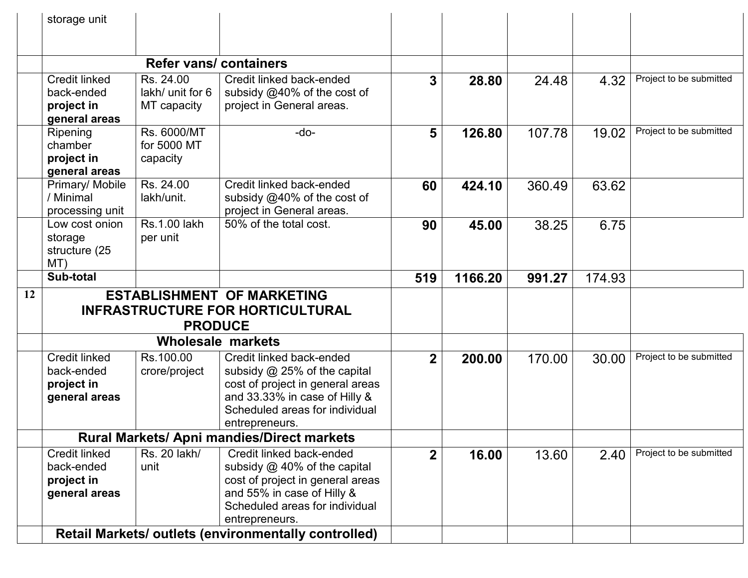| | | | | | | | | |
|---|---|---|---|---|---|---|---|---|
| | storage unit | | | | | | | |
| | **Refer vans/ containers** | | | | | | | |
| | Credit linked back-ended **project in general areas** | Rs. 24.00 lakh/ unit for 6 MT capacity | Credit linked back-ended subsidy @40% of the cost of project in General areas. | **3** | **28.80** | 24.48 | 4.32 | Project to be submitted |
| | Ripening chamber **project in general areas** | Rs. 6000/MT for 5000 MT capacity | -do- | **5** | **126.80** | 107.78 | 19.02 | Project to be submitted |
| | Primary/ Mobile / Minimal processing unit | Rs. 24.00 lakh/unit. | Credit linked back-ended subsidy @40% of the cost of project in General areas. | **60** | **424.10** | 360.49 | 63.62 | |
| | Low cost onion storage structure (25 MT) | Rs.1.00 lakh per unit | 50% of the total cost. | **90** | **45.00** | 38.25 | 6.75 | |
| | **Sub-total** | | | **519** | **1166.20** | **991.27** | 174.93 | |
| **12** | **ESTABLISHMENT OF MARKETING INFRASTRUCTURE FOR HORTICULTURAL PRODUCE** | | | | | | | |
| | **Wholesale markets** | | | | | | | |
| | Credit linked back-ended **project in general areas** | Rs.100.00 crore/project | Credit linked back-ended subsidy @ 25% of the capital cost of project in general areas and 33.33% in case of Hilly & Scheduled areas for individual entrepreneurs. | **2** | **200.00** | 170.00 | 30.00 | Project to be submitted |
| | **Rural Markets/ Apni mandies/Direct markets** | | | | | | | |
| | Credit linked back-ended **project in general areas** | Rs. 20 lakh/ unit | Credit linked back-ended subsidy @ 40% of the capital cost of project in general areas and 55% in case of Hilly & Scheduled areas for individual entrepreneurs. | **2** | **16.00** | 13.60 | 2.40 | Project to be submitted |
| | **Retail Markets/ outlets (environmentally controlled)** | | | | | | | |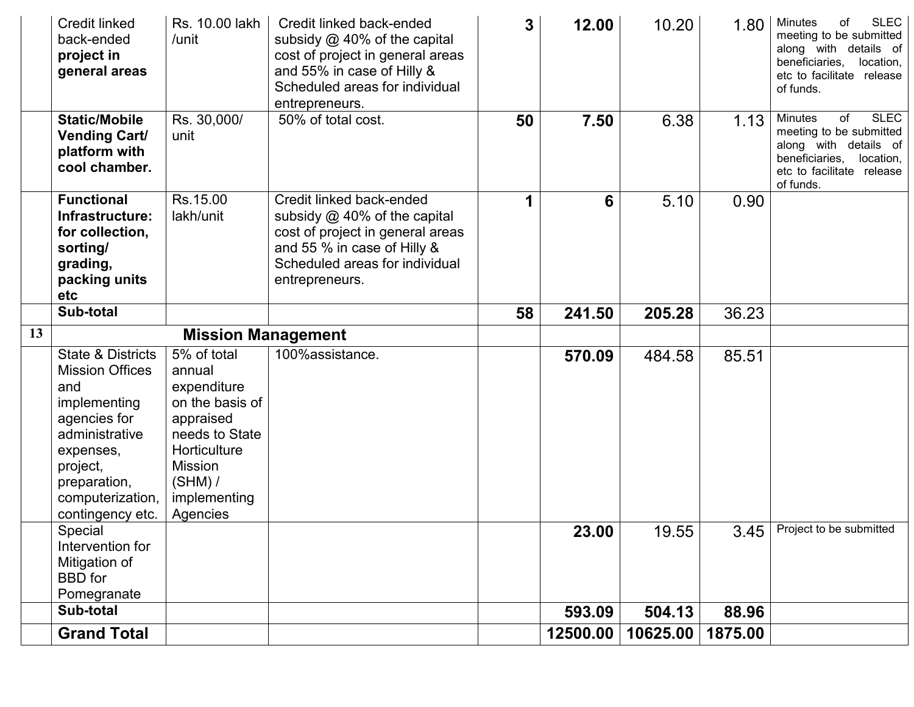| | | | | | | | | |
|---|---|---|---|---|---|---|---|---|
| | Credit linked back-ended **project in general areas** | Rs. 10.00 lakh /unit | Credit linked back-ended subsidy @ 40% of the capital cost of project in general areas and 55% in case of Hilly & Scheduled areas for individual entrepreneurs. | **3** | **12.00** | 10.20 | 1.80 | Minutes of SLEC meeting to be submitted along with details of beneficiaries, location, etc to facilitate release of funds. |
| | **Static/Mobile Vending Cart/ platform with cool chamber.** | Rs. 30,000/ unit | 50% of total cost. | **50** | **7.50** | 6.38 | 1.13 | Minutes of SLEC meeting to be submitted along with details of beneficiaries, location, etc to facilitate release of funds. |
| | **Functional Infrastructure: for collection, sorting/ grading, packing units etc** | Rs.15.00 lakh/unit | Credit linked back-ended subsidy @ 40% of the capital cost of project in general areas and 55 % in case of Hilly & Scheduled areas for individual entrepreneurs. | **1** | **6** | 5.10 | 0.90 | |
| | **Sub-total** | | | **58** | **241.50** | **205.28** | 36.23 | |
| **13** | **Mission Management** | | | | | | | |
| | State & Districts Mission Offices and implementing agencies for administrative expenses, project, preparation, computerization, contingency etc. | 5% of total annual expenditure on the basis of appraised needs to State Horticulture Mission (SHM) / implementing Agencies | 100%assistance. | | **570.09** | 484.58 | 85.51 | |
| | Special Intervention for Mitigation of BBD for Pomegranate | | | | **23.00** | 19.55 | 3.45 | Project to be submitted |
| | **Sub-total** | | | | **593.09** | **504.13** | **88.96** | |
| | **Grand Total** | | | | **12500.00** | **10625.00** | **1875.00** | |